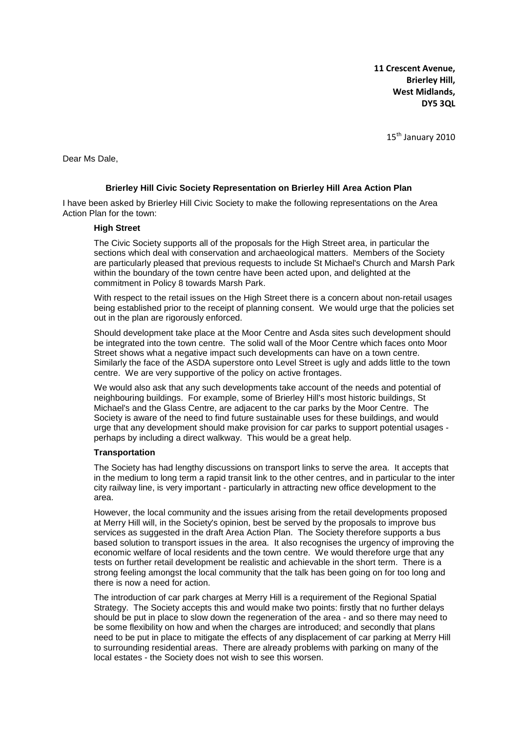**11 Crescent Avenue,**
**Brierley Hill,**
**West Midlands,**
**DY5 3QL**

15th January 2010

Dear Ms Dale,

**Brierley Hill Civic Society Representation on Brierley Hill Area Action Plan**

I have been asked by Brierley Hill Civic Society to make the following representations on the Area Action Plan for the town:

**High Street**

The Civic Society supports all of the proposals for the High Street area, in particular the sections which deal with conservation and archaeological matters. Members of the Society are particularly pleased that previous requests to include St Michael's Church and Marsh Park within the boundary of the town centre have been acted upon, and delighted at the commitment in Policy 8 towards Marsh Park.

With respect to the retail issues on the High Street there is a concern about non-retail usages being established prior to the receipt of planning consent. We would urge that the policies set out in the plan are rigorously enforced.

Should development take place at the Moor Centre and Asda sites such development should be integrated into the town centre. The solid wall of the Moor Centre which faces onto Moor Street shows what a negative impact such developments can have on a town centre. Similarly the face of the ASDA superstore onto Level Street is ugly and adds little to the town centre. We are very supportive of the policy on active frontages.

We would also ask that any such developments take account of the needs and potential of neighbouring buildings. For example, some of Brierley Hill's most historic buildings, St Michael's and the Glass Centre, are adjacent to the car parks by the Moor Centre. The Society is aware of the need to find future sustainable uses for these buildings, and would urge that any development should make provision for car parks to support potential usages - perhaps by including a direct walkway. This would be a great help.

**Transportation**

The Society has had lengthy discussions on transport links to serve the area. It accepts that in the medium to long term a rapid transit link to the other centres, and in particular to the inter city railway line, is very important - particularly in attracting new office development to the area.

However, the local community and the issues arising from the retail developments proposed at Merry Hill will, in the Society's opinion, best be served by the proposals to improve bus services as suggested in the draft Area Action Plan. The Society therefore supports a bus based solution to transport issues in the area. It also recognises the urgency of improving the economic welfare of local residents and the town centre. We would therefore urge that any tests on further retail development be realistic and achievable in the short term. There is a strong feeling amongst the local community that the talk has been going on for too long and there is now a need for action.

The introduction of car park charges at Merry Hill is a requirement of the Regional Spatial Strategy. The Society accepts this and would make two points: firstly that no further delays should be put in place to slow down the regeneration of the area - and so there may need to be some flexibility on how and when the charges are introduced; and secondly that plans need to be put in place to mitigate the effects of any displacement of car parking at Merry Hill to surrounding residential areas. There are already problems with parking on many of the local estates - the Society does not wish to see this worsen.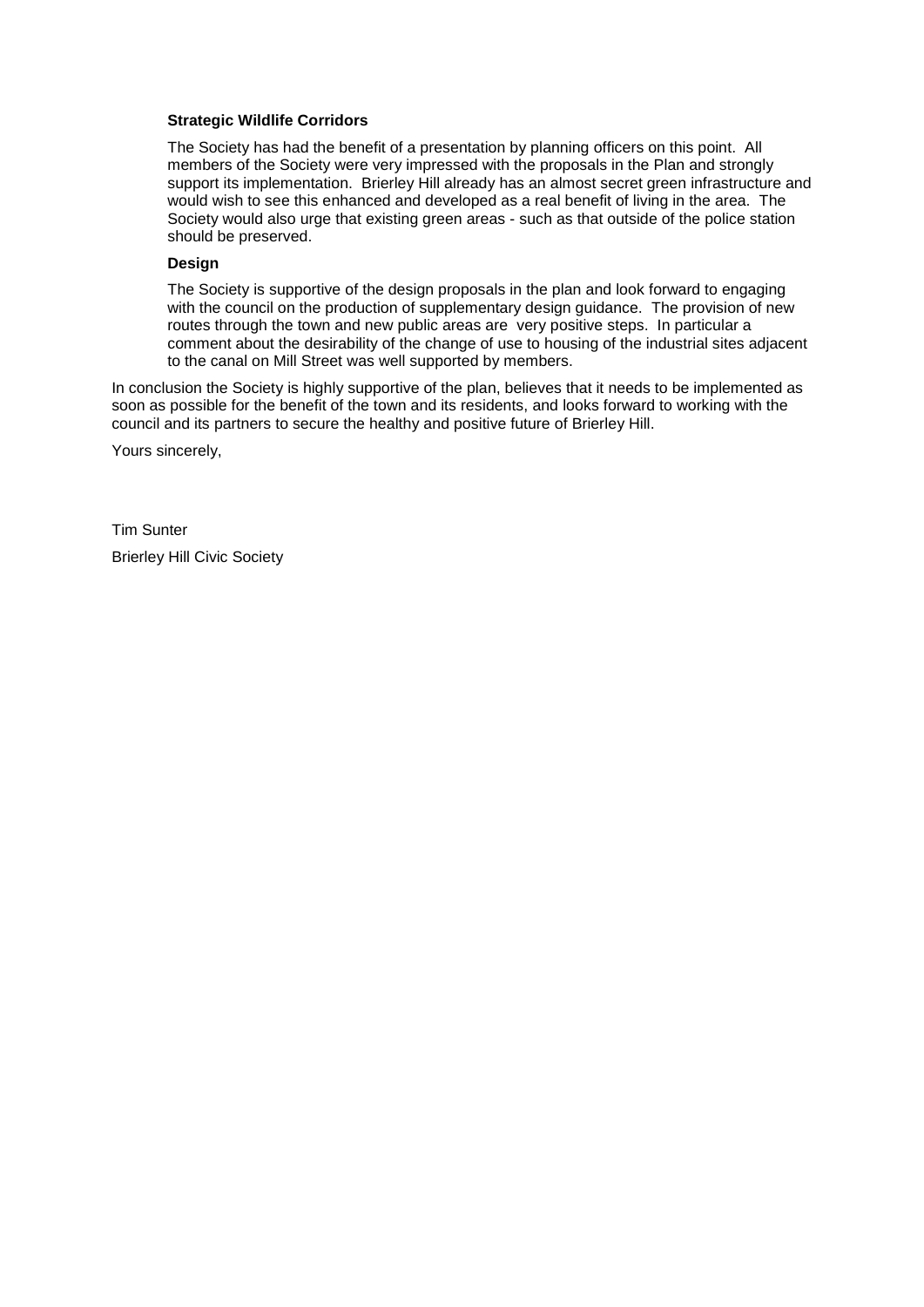**Strategic Wildlife Corridors**

The Society has had the benefit of a presentation by planning officers on this point. All members of the Society were very impressed with the proposals in the Plan and strongly support its implementation. Brierley Hill already has an almost secret green infrastructure and would wish to see this enhanced and developed as a real benefit of living in the area. The Society would also urge that existing green areas - such as that outside of the police station should be preserved.

**Design**

The Society is supportive of the design proposals in the plan and look forward to engaging with the council on the production of supplementary design guidance. The provision of new routes through the town and new public areas are very positive steps. In particular a comment about the desirability of the change of use to housing of the industrial sites adjacent to the canal on Mill Street was well supported by members.

In conclusion the Society is highly supportive of the plan, believes that it needs to be implemented as soon as possible for the benefit of the town and its residents, and looks forward to working with the council and its partners to secure the healthy and positive future of Brierley Hill.

Yours sincerely,

Tim Sunter

Brierley Hill Civic Society